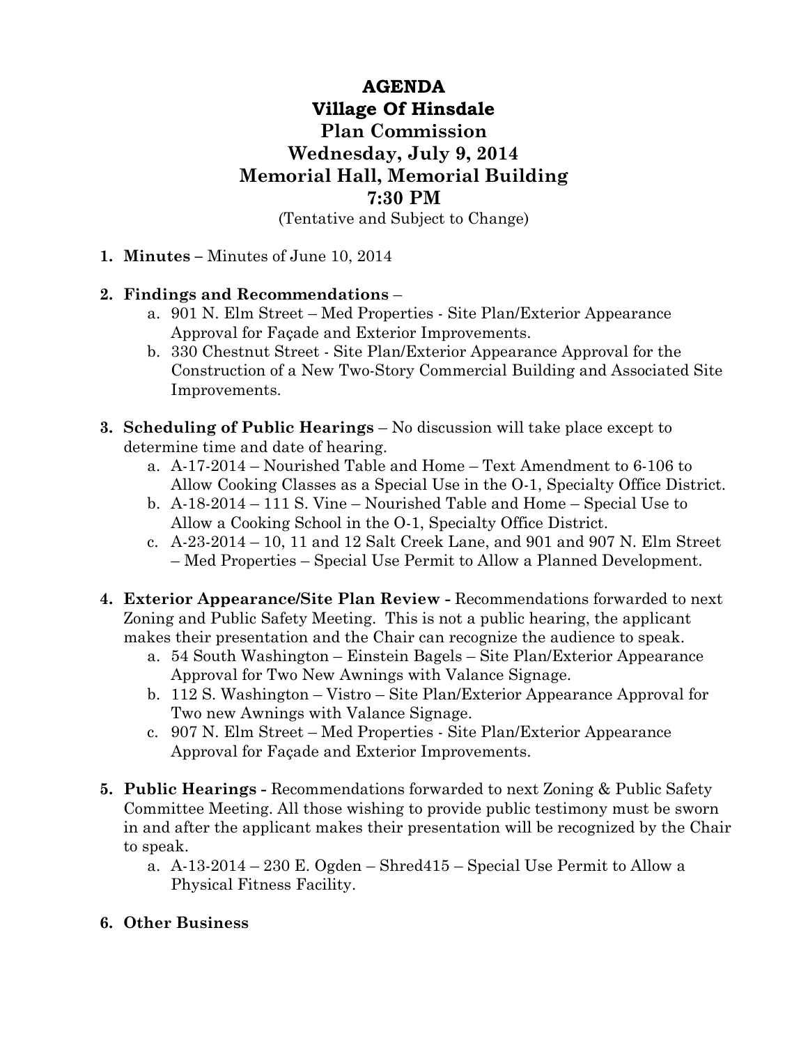# AGENDA
# Village Of Hinsdale
# Plan Commission
# Wednesday, July 9, 2014
# Memorial Hall, Memorial Building
# 7:30 PM

(Tentative and Subject to Change)

1. **Minutes –** Minutes of June 10, 2014

2. **Findings and Recommendations** –
   a. 901 N. Elm Street – Med Properties - Site Plan/Exterior Appearance Approval for Façade and Exterior Improvements.
   b. 330 Chestnut Street - Site Plan/Exterior Appearance Approval for the Construction of a New Two-Story Commercial Building and Associated Site Improvements.

3. **Scheduling of Public Hearings** – No discussion will take place except to determine time and date of hearing.
   a. A-17-2014 – Nourished Table and Home – Text Amendment to 6-106 to Allow Cooking Classes as a Special Use in the O-1, Specialty Office District.
   b. A-18-2014 – 111 S. Vine – Nourished Table and Home – Special Use to Allow a Cooking School in the O-1, Specialty Office District.
   c. A-23-2014 – 10, 11 and 12 Salt Creek Lane, and 901 and 907 N. Elm Street – Med Properties – Special Use Permit to Allow a Planned Development.

4. **Exterior Appearance/Site Plan Review -** Recommendations forwarded to next Zoning and Public Safety Meeting. This is not a public hearing, the applicant makes their presentation and the Chair can recognize the audience to speak.
   a. 54 South Washington – Einstein Bagels – Site Plan/Exterior Appearance Approval for Two New Awnings with Valance Signage.
   b. 112 S. Washington – Vistro – Site Plan/Exterior Appearance Approval for Two new Awnings with Valance Signage.
   c. 907 N. Elm Street – Med Properties - Site Plan/Exterior Appearance Approval for Façade and Exterior Improvements.

5. **Public Hearings -** Recommendations forwarded to next Zoning & Public Safety Committee Meeting. All those wishing to provide public testimony must be sworn in and after the applicant makes their presentation will be recognized by the Chair to speak.
   a. A-13-2014 – 230 E. Ogden – Shred415 – Special Use Permit to Allow a Physical Fitness Facility.

6. **Other Business**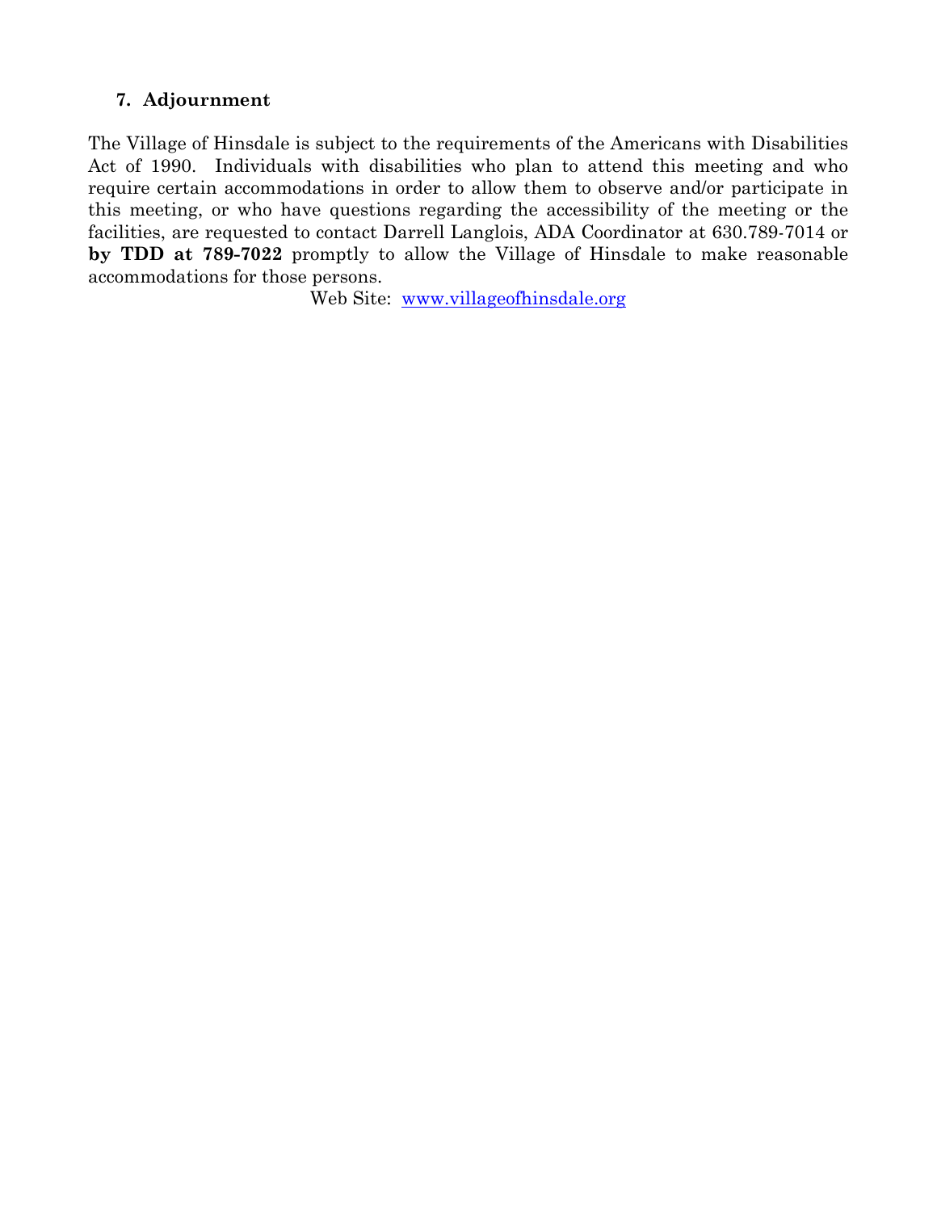**7. Adjournment**

The Village of Hinsdale is subject to the requirements of the Americans with Disabilities Act of 1990. Individuals with disabilities who plan to attend this meeting and who require certain accommodations in order to allow them to observe and/or participate in this meeting, or who have questions regarding the accessibility of the meeting or the facilities, are requested to contact Darrell Langlois, ADA Coordinator at 630.789-7014 or **by TDD at 789-7022** promptly to allow the Village of Hinsdale to make reasonable accommodations for those persons.

Web Site: [www.villageofhinsdale.org](www.villageofhinsdale.org)